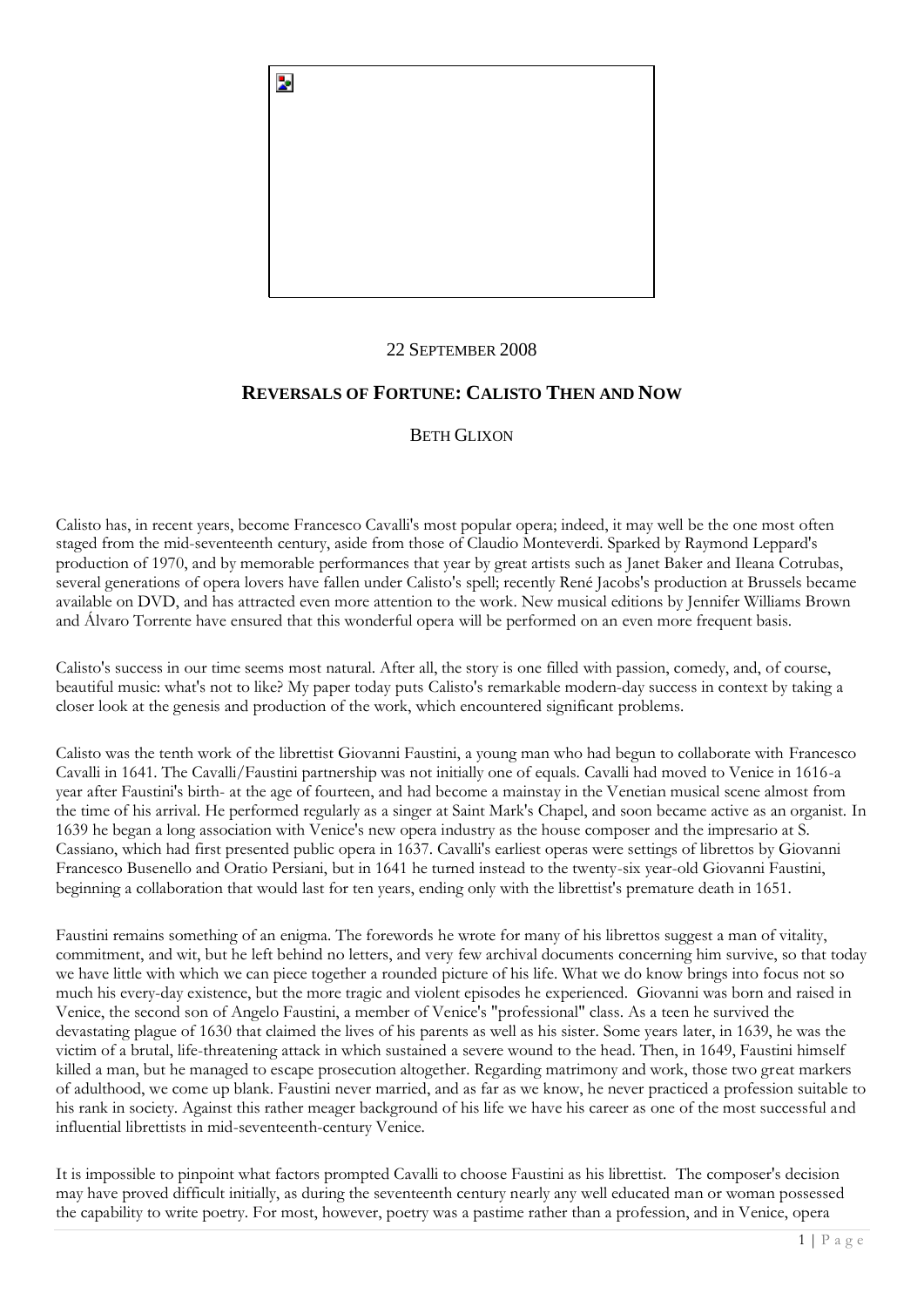22 September 2008

## Reversals of Fortune: Calisto Then and Now

Beth Glixon

Calisto has, in recent years, become Francesco Cavalli's most popular opera; indeed, it may well be the one most often staged from the mid-seventeenth century, aside from those of Claudio Monteverdi. Sparked by Raymond Leppard's production of 1970, and by memorable performances that year by great artists such as Janet Baker and Ileana Cotrubas, several generations of opera lovers have fallen under Calisto's spell; recently René Jacobs's production at Brussels became available on DVD, and has attracted even more attention to the work. New musical editions by Jennifer Williams Brown and Álvaro Torrente have ensured that this wonderful opera will be performed on an even more frequent basis.

Calisto's success in our time seems most natural. After all, the story is one filled with passion, comedy, and, of course, beautiful music: what's not to like? My paper today puts Calisto's remarkable modern-day success in context by taking a closer look at the genesis and production of the work, which encountered significant problems.

Calisto was the tenth work of the librettist Giovanni Faustini, a young man who had begun to collaborate with Francesco Cavalli in 1641. The Cavalli/Faustini partnership was not initially one of equals. Cavalli had moved to Venice in 1616-a year after Faustini's birth- at the age of fourteen, and had become a mainstay in the Venetian musical scene almost from the time of his arrival. He performed regularly as a singer at Saint Mark's Chapel, and soon became active as an organist. In 1639 he began a long association with Venice's new opera industry as the house composer and the impresario at S. Cassiano, which had first presented public opera in 1637. Cavalli's earliest operas were settings of librettos by Giovanni Francesco Busenello and Oratio Persiani, but in 1641 he turned instead to the twenty-six year-old Giovanni Faustini, beginning a collaboration that would last for ten years, ending only with the librettist's premature death in 1651.

Faustini remains something of an enigma. The forewords he wrote for many of his librettos suggest a man of vitality, commitment, and wit, but he left behind no letters, and very few archival documents concerning him survive, so that today we have little with which we can piece together a rounded picture of his life. What we do know brings into focus not so much his every-day existence, but the more tragic and violent episodes he experienced. Giovanni was born and raised in Venice, the second son of Angelo Faustini, a member of Venice's "professional" class. As a teen he survived the devastating plague of 1630 that claimed the lives of his parents as well as his sister. Some years later, in 1639, he was the victim of a brutal, life-threatening attack in which sustained a severe wound to the head. Then, in 1649, Faustini himself killed a man, but he managed to escape prosecution altogether. Regarding matrimony and work, those two great markers of adulthood, we come up blank. Faustini never married, and as far as we know, he never practiced a profession suitable to his rank in society. Against this rather meager background of his life we have his career as one of the most successful and influential librettists in mid-seventeenth-century Venice.

It is impossible to pinpoint what factors prompted Cavalli to choose Faustini as his librettist. The composer's decision may have proved difficult initially, as during the seventeenth century nearly any well educated man or woman possessed the capability to write poetry. For most, however, poetry was a pastime rather than a profession, and in Venice, opera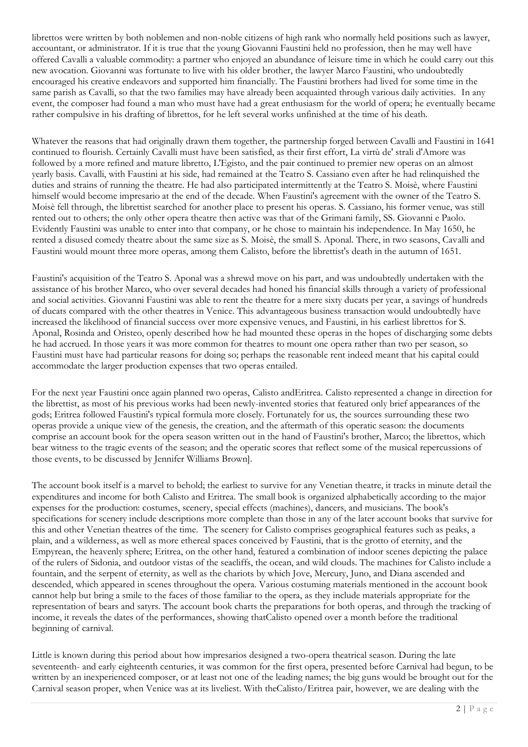librettos were written by both noblemen and non-noble citizens of high rank who normally held positions such as lawyer, accountant, or administrator. If it is true that the young Giovanni Faustini held no profession, then he may well have offered Cavalli a valuable commodity: a partner who enjoyed an abundance of leisure time in which he could carry out this new avocation. Giovanni was fortunate to live with his older brother, the lawyer Marco Faustini, who undoubtedly encouraged his creative endeavors and supported him financially. The Faustini brothers had lived for some time in the same parish as Cavalli, so that the two families may have already been acquainted through various daily activities. In any event, the composer had found a man who must have had a great enthusiasm for the world of opera; he eventually became rather compulsive in his drafting of librettos, for he left several works unfinished at the time of his death.

Whatever the reasons that had originally drawn them together, the partnership forged between Cavalli and Faustini in 1641 continued to flourish. Certainly Cavalli must have been satisfied, as their first effort, La virtù de' strali d'Amore was followed by a more refined and mature libretto, L'Egisto, and the pair continued to premier new operas on an almost yearly basis. Cavalli, with Faustini at his side, had remained at the Teatro S. Cassiano even after he had relinquished the duties and strains of running the theatre. He had also participated intermittently at the Teatro S. Moisè, where Faustini himself would become impresario at the end of the decade. When Faustini's agreement with the owner of the Teatro S. Moisè fell through, the librettist searched for another place to present his operas. S. Cassiano, his former venue, was still rented out to others; the only other opera theatre then active was that of the Grimani family, SS. Giovanni e Paolo. Evidently Faustini was unable to enter into that company, or he chose to maintain his independence. In May 1650, he rented a disused comedy theatre about the same size as S. Moisè, the small S. Aponal. There, in two seasons, Cavalli and Faustini would mount three more operas, among them Calisto, before the librettist's death in the autumn of 1651.

Faustini's acquisition of the Teatro S. Aponal was a shrewd move on his part, and was undoubtedly undertaken with the assistance of his brother Marco, who over several decades had honed his financial skills through a variety of professional and social activities. Giovanni Faustini was able to rent the theatre for a mere sixty ducats per year, a savings of hundreds of ducats compared with the other theatres in Venice. This advantageous business transaction would undoubtedly have increased the likelihood of financial success over more expensive venues, and Faustini, in his earliest librettos for S. Aponal, Rosinda and Oristeo, openly described how he had mounted these operas in the hopes of discharging some debts he had accrued. In those years it was more common for theatres to mount one opera rather than two per season, so Faustini must have had particular reasons for doing so; perhaps the reasonable rent indeed meant that his capital could accommodate the larger production expenses that two operas entailed.

For the next year Faustini once again planned two operas, Calisto andEritrea. Calisto represented a change in direction for the librettist, as most of his previous works had been newly-invented stories that featured only brief appearances of the gods; Eritrea followed Faustini's typical formula more closely. Fortunately for us, the sources surrounding these two operas provide a unique view of the genesis, the creation, and the aftermath of this operatic season: the documents comprise an account book for the opera season written out in the hand of Faustini's brother, Marco; the librettos, which bear witness to the tragic events of the season; and the operatic scores that reflect some of the musical repercussions of those events, to be discussed by Jennifer Williams Brown].

The account book itself is a marvel to behold; the earliest to survive for any Venetian theatre, it tracks in minute detail the expenditures and income for both Calisto and Eritrea. The small book is organized alphabetically according to the major expenses for the production: costumes, scenery, special effects (machines), dancers, and musicians. The book's specifications for scenery include descriptions more complete than those in any of the later account books that survive for this and other Venetian theatres of the time. The scenery for Calisto comprises geographical features such as peaks, a plain, and a wilderness, as well as more ethereal spaces conceived by Faustini, that is the grotto of eternity, and the Empyrean, the heavenly sphere; Eritrea, on the other hand, featured a combination of indoor scenes depicting the palace of the rulers of Sidonia, and outdoor vistas of the seacliffs, the ocean, and wild clouds. The machines for Calisto include a fountain, and the serpent of eternity, as well as the chariots by which Jove, Mercury, Juno, and Diana ascended and descended, which appeared in scenes throughout the opera. Various costuming materials mentioned in the account book cannot help but bring a smile to the faces of those familiar to the opera, as they include materials appropriate for the representation of bears and satyrs. The account book charts the preparations for both operas, and through the tracking of income, it reveals the dates of the performances, showing thatCalisto opened over a month before the traditional beginning of carnival.

Little is known during this period about how impresarios designed a two-opera theatrical season. During the late seventeenth- and early eighteenth centuries, it was common for the first opera, presented before Carnival had begun, to be written by an inexperienced composer, or at least not one of the leading names; the big guns would be brought out for the Carnival season proper, when Venice was at its liveliest. With theCalisto/Eritrea pair, however, we are dealing with the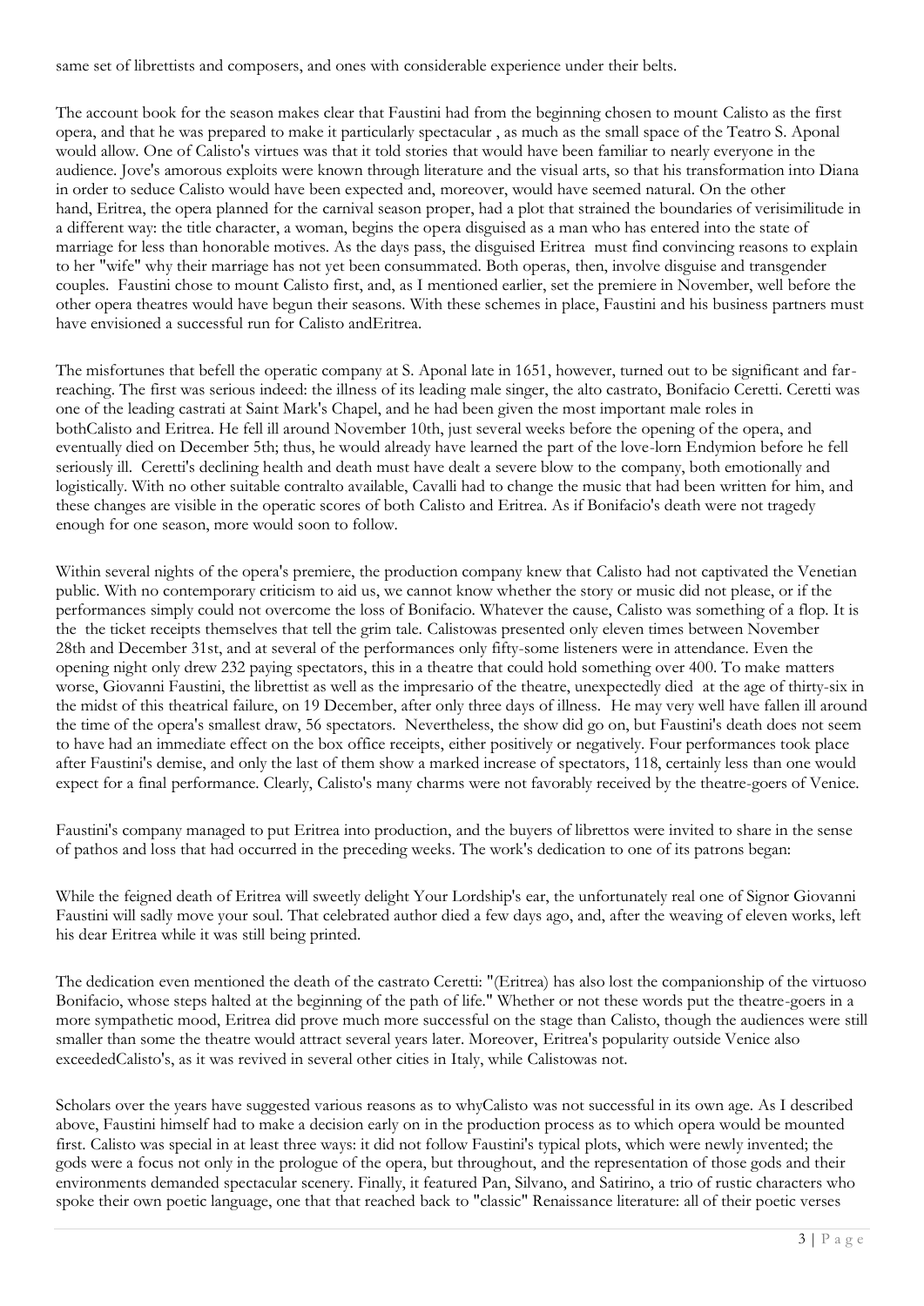same set of librettists and composers, and ones with considerable experience under their belts.

The account book for the season makes clear that Faustini had from the beginning chosen to mount Calisto as the first opera, and that he was prepared to make it particularly spectacular , as much as the small space of the Teatro S. Aponal would allow. One of Calisto's virtues was that it told stories that would have been familiar to nearly everyone in the audience. Jove's amorous exploits were known through literature and the visual arts, so that his transformation into Diana in order to seduce Calisto would have been expected and, moreover, would have seemed natural. On the other hand, Eritrea, the opera planned for the carnival season proper, had a plot that strained the boundaries of verisimilitude in a different way: the title character, a woman, begins the opera disguised as a man who has entered into the state of marriage for less than honorable motives. As the days pass, the disguised Eritrea must find convincing reasons to explain to her "wife" why their marriage has not yet been consummated. Both operas, then, involve disguise and transgender couples. Faustini chose to mount Calisto first, and, as I mentioned earlier, set the premiere in November, well before the other opera theatres would have begun their seasons. With these schemes in place, Faustini and his business partners must have envisioned a successful run for Calisto andEritrea.

The misfortunes that befell the operatic company at S. Aponal late in 1651, however, turned out to be significant and far-reaching. The first was serious indeed: the illness of its leading male singer, the alto castrato, Bonifacio Ceretti. Ceretti was one of the leading castrati at Saint Mark's Chapel, and he had been given the most important male roles in bothCalisto and Eritrea. He fell ill around November 10th, just several weeks before the opening of the opera, and eventually died on December 5th; thus, he would already have learned the part of the love-lorn Endymion before he fell seriously ill. Ceretti's declining health and death must have dealt a severe blow to the company, both emotionally and logistically. With no other suitable contralto available, Cavalli had to change the music that had been written for him, and these changes are visible in the operatic scores of both Calisto and Eritrea. As if Bonifacio's death were not tragedy enough for one season, more would soon to follow.

Within several nights of the opera's premiere, the production company knew that Calisto had not captivated the Venetian public. With no contemporary criticism to aid us, we cannot know whether the story or music did not please, or if the performances simply could not overcome the loss of Bonifacio. Whatever the cause, Calisto was something of a flop. It is the the ticket receipts themselves that tell the grim tale. Calistowas presented only eleven times between November 28th and December 31st, and at several of the performances only fifty-some listeners were in attendance. Even the opening night only drew 232 paying spectators, this in a theatre that could hold something over 400. To make matters worse, Giovanni Faustini, the librettist as well as the impresario of the theatre, unexpectedly died at the age of thirty-six in the midst of this theatrical failure, on 19 December, after only three days of illness. He may very well have fallen ill around the time of the opera's smallest draw, 56 spectators. Nevertheless, the show did go on, but Faustini's death does not seem to have had an immediate effect on the box office receipts, either positively or negatively. Four performances took place after Faustini's demise, and only the last of them show a marked increase of spectators, 118, certainly less than one would expect for a final performance. Clearly, Calisto's many charms were not favorably received by the theatre-goers of Venice.

Faustini's company managed to put Eritrea into production, and the buyers of librettos were invited to share in the sense of pathos and loss that had occurred in the preceding weeks. The work's dedication to one of its patrons began:

While the feigned death of Eritrea will sweetly delight Your Lordship's ear, the unfortunately real one of Signor Giovanni Faustini will sadly move your soul. That celebrated author died a few days ago, and, after the weaving of eleven works, left his dear Eritrea while it was still being printed.

The dedication even mentioned the death of the castrato Ceretti: "(Eritrea) has also lost the companionship of the virtuoso Bonifacio, whose steps halted at the beginning of the path of life." Whether or not these words put the theatre-goers in a more sympathetic mood, Eritrea did prove much more successful on the stage than Calisto, though the audiences were still smaller than some the theatre would attract several years later. Moreover, Eritrea's popularity outside Venice also exceededCalisto's, as it was revived in several other cities in Italy, while Calistowas not.

Scholars over the years have suggested various reasons as to whyCalisto was not successful in its own age. As I described above, Faustini himself had to make a decision early on in the production process as to which opera would be mounted first. Calisto was special in at least three ways: it did not follow Faustini's typical plots, which were newly invented; the gods were a focus not only in the prologue of the opera, but throughout, and the representation of those gods and their environments demanded spectacular scenery. Finally, it featured Pan, Silvano, and Satirino, a trio of rustic characters who spoke their own poetic language, one that that reached back to "classic" Renaissance literature: all of their poetic verses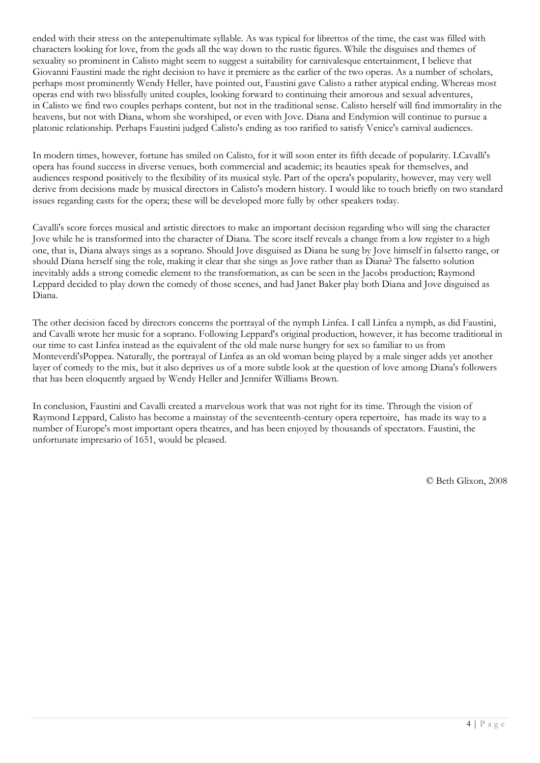ended with their stress on the antepenultimate syllable. As was typical for librettos of the time, the cast was filled with characters looking for love, from the gods all the way down to the rustic figures. While the disguises and themes of sexuality so prominent in Calisto might seem to suggest a suitability for carnivalesque entertainment, I believe that Giovanni Faustini made the right decision to have it premiere as the earlier of the two operas. As a number of scholars, perhaps most prominently Wendy Heller, have pointed out, Faustini gave Calisto a rather atypical ending. Whereas most operas end with two blissfully united couples, looking forward to continuing their amorous and sexual adventures, in Calisto we find two couples perhaps content, but not in the traditional sense. Calisto herself will find immortality in the heavens, but not with Diana, whom she worshiped, or even with Jove. Diana and Endymion will continue to pursue a platonic relationship. Perhaps Faustini judged Calisto's ending as too rarified to satisfy Venice's carnival audiences.

In modern times, however, fortune has smiled on Calisto, for it will soon enter its fifth decade of popularity. LCavalli's opera has found success in diverse venues, both commercial and academic; its beauties speak for themselves, and audiences respond positively to the flexibility of its musical style. Part of the opera's popularity, however, may very well derive from decisions made by musical directors in Calisto's modern history. I would like to touch briefly on two standard issues regarding casts for the opera; these will be developed more fully by other speakers today.

Cavalli's score forces musical and artistic directors to make an important decision regarding who will sing the character Jove while he is transformed into the character of Diana. The score itself reveals a change from a low register to a high one, that is, Diana always sings as a soprano. Should Jove disguised as Diana be sung by Jove himself in falsetto range, or should Diana herself sing the role, making it clear that she sings as Jove rather than as Diana? The falsetto solution inevitably adds a strong comedic element to the transformation, as can be seen in the Jacobs production; Raymond Leppard decided to play down the comedy of those scenes, and had Janet Baker play both Diana and Jove disguised as Diana.

The other decision faced by directors concerns the portrayal of the nymph Linfea. I call Linfea a nymph, as did Faustini, and Cavalli wrote her music for a soprano. Following Leppard's original production, however, it has become traditional in our time to cast Linfea instead as the equivalent of the old male nurse hungry for sex so familiar to us from Monteverdi'sPoppea. Naturally, the portrayal of Linfea as an old woman being played by a male singer adds yet another layer of comedy to the mix, but it also deprives us of a more subtle look at the question of love among Diana's followers that has been eloquently argued by Wendy Heller and Jennifer Williams Brown.

In conclusion, Faustini and Cavalli created a marvelous work that was not right for its time. Through the vision of Raymond Leppard, Calisto has become a mainstay of the seventeenth-century opera repertoire, has made its way to a number of Europe's most important opera theatres, and has been enjoyed by thousands of spectators. Faustini, the unfortunate impresario of 1651, would be pleased.

© Beth Glixon, 2008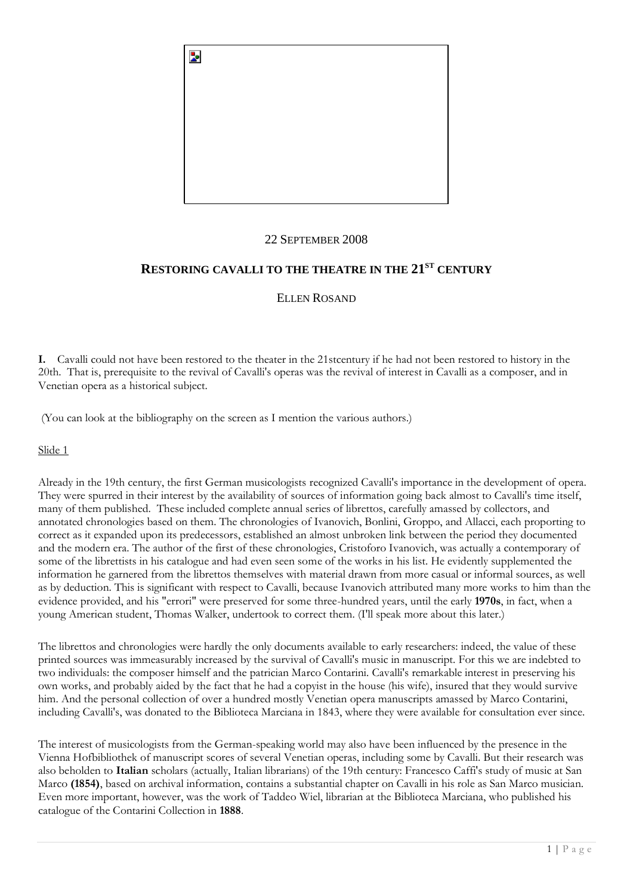22 SEPTEMBER 2008

# RESTORING CAVALLI TO THE THEATRE IN THE 21ST CENTURY

ELLEN ROSAND

**I.** Cavalli could not have been restored to the theater in the 21stcentury if he had not been restored to history in the 20th. That is, prerequisite to the revival of Cavalli's operas was the revival of interest in Cavalli as a composer, and in Venetian opera as a historical subject.

(You can look at the bibliography on the screen as I mention the various authors.)

Slide 1

Already in the 19th century, the first German musicologists recognized Cavalli's importance in the development of opera. They were spurred in their interest by the availability of sources of information going back almost to Cavalli's time itself, many of them published. These included complete annual series of librettos, carefully amassed by collectors, and annotated chronologies based on them. The chronologies of Ivanovich, Bonlini, Groppo, and Allacci, each proporting to correct as it expanded upon its predecessors, established an almost unbroken link between the period they documented and the modern era. The author of the first of these chronologies, Cristoforo Ivanovich, was actually a contemporary of some of the librettists in his catalogue and had even seen some of the works in his list. He evidently supplemented the information he garnered from the librettos themselves with material drawn from more casual or informal sources, as well as by deduction. This is significant with respect to Cavalli, because Ivanovich attributed many more works to him than the evidence provided, and his "errori" were preserved for some three-hundred years, until the early **1970s**, in fact, when a young American student, Thomas Walker, undertook to correct them. (I'll speak more about this later.)

The librettos and chronologies were hardly the only documents available to early researchers: indeed, the value of these printed sources was immeasurably increased by the survival of Cavalli's music in manuscript. For this we are indebted to two individuals: the composer himself and the patrician Marco Contarini. Cavalli's remarkable interest in preserving his own works, and probably aided by the fact that he had a copyist in the house (his wife), insured that they would survive him. And the personal collection of over a hundred mostly Venetian opera manuscripts amassed by Marco Contarini, including Cavalli's, was donated to the Biblioteca Marciana in 1843, where they were available for consultation ever since.

The interest of musicologists from the German-speaking world may also have been influenced by the presence in the Vienna Hofbibliothek of manuscript scores of several Venetian operas, including some by Cavalli. But their research was also beholden to **Italian** scholars (actually, Italian librarians) of the 19th century: Francesco Caffi's study of music at San Marco **(1854)**, based on archival information, contains a substantial chapter on Cavalli in his role as San Marco musician. Even more important, however, was the work of Taddeo Wiel, librarian at the Biblioteca Marciana, who published his catalogue of the Contarini Collection in **1888**.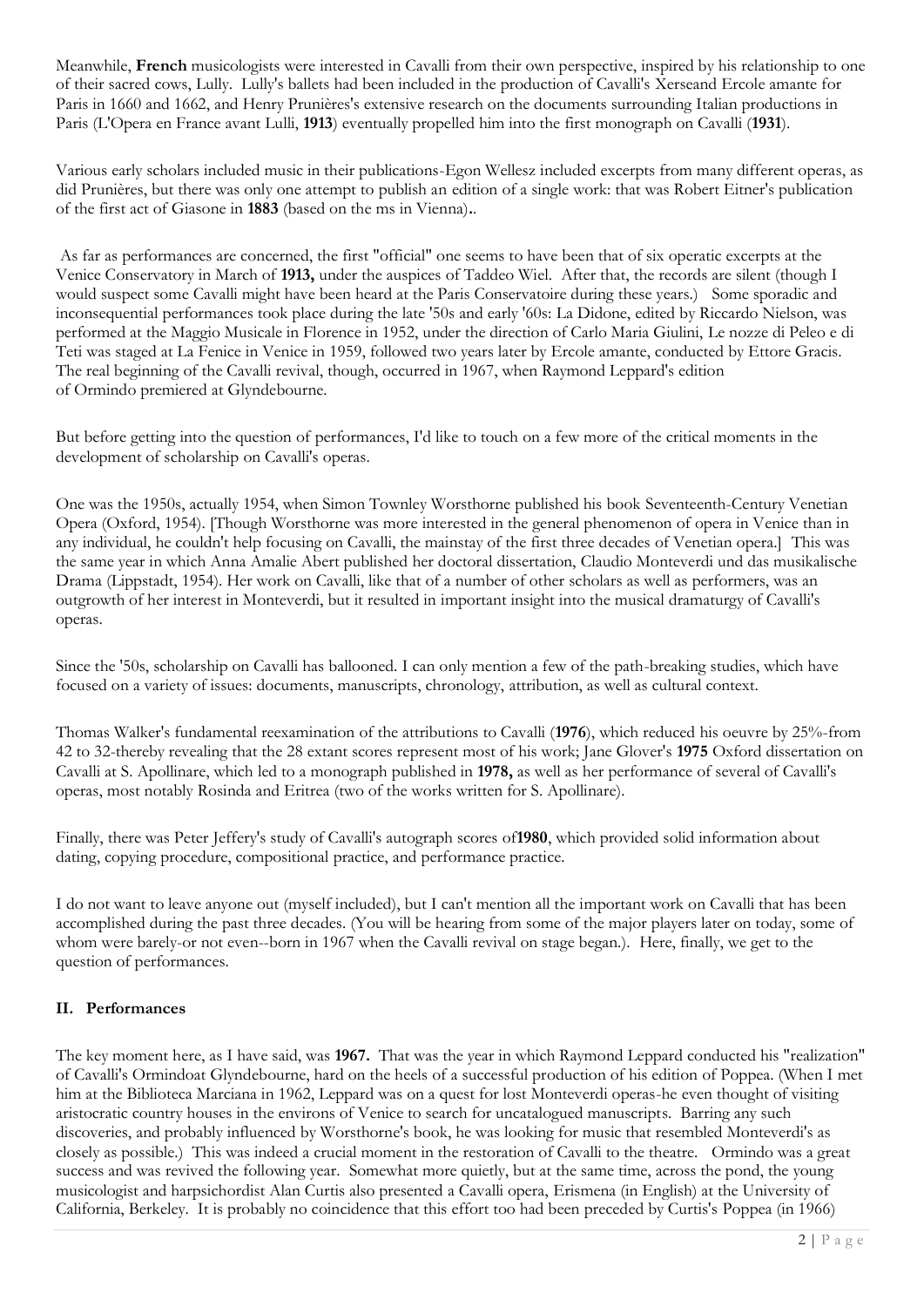Meanwhile, **French** musicologists were interested in Cavalli from their own perspective, inspired by his relationship to one of their sacred cows, Lully. Lully's ballets had been included in the production of Cavalli's Xerseand Ercole amante for Paris in 1660 and 1662, and Henry Prunières's extensive research on the documents surrounding Italian productions in Paris (L'Opera en France avant Lulli, **1913**) eventually propelled him into the first monograph on Cavalli (**1931**).

Various early scholars included music in their publications-Egon Wellesz included excerpts from many different operas, as did Prunières, but there was only one attempt to publish an edition of a single work: that was Robert Eitner's publication of the first act of Giasone in **1883** (based on the ms in Vienna)**.**.

As far as performances are concerned, the first "official" one seems to have been that of six operatic excerpts at the Venice Conservatory in March of **1913,** under the auspices of Taddeo Wiel. After that, the records are silent (though I would suspect some Cavalli might have been heard at the Paris Conservatoire during these years.) Some sporadic and inconsequential performances took place during the late '50s and early '60s: La Didone, edited by Riccardo Nielson, was performed at the Maggio Musicale in Florence in 1952, under the direction of Carlo Maria Giulini, Le nozze di Peleo e di Teti was staged at La Fenice in Venice in 1959, followed two years later by Ercole amante, conducted by Ettore Gracis. The real beginning of the Cavalli revival, though, occurred in 1967, when Raymond Leppard's edition of Ormindo premiered at Glyndebourne.

But before getting into the question of performances, I'd like to touch on a few more of the critical moments in the development of scholarship on Cavalli's operas.

One was the 1950s, actually 1954, when Simon Townley Worsthorne published his book Seventeenth-Century Venetian Opera (Oxford, 1954). [Though Worsthorne was more interested in the general phenomenon of opera in Venice than in any individual, he couldn't help focusing on Cavalli, the mainstay of the first three decades of Venetian opera.] This was the same year in which Anna Amalie Abert published her doctoral dissertation, Claudio Monteverdi und das musikalische Drama (Lippstadt, 1954). Her work on Cavalli, like that of a number of other scholars as well as performers, was an outgrowth of her interest in Monteverdi, but it resulted in important insight into the musical dramaturgy of Cavalli's operas.

Since the '50s, scholarship on Cavalli has ballooned. I can only mention a few of the path-breaking studies, which have focused on a variety of issues: documents, manuscripts, chronology, attribution, as well as cultural context.

Thomas Walker's fundamental reexamination of the attributions to Cavalli (**1976**), which reduced his oeuvre by 25%-from 42 to 32-thereby revealing that the 28 extant scores represent most of his work; Jane Glover's **1975** Oxford dissertation on Cavalli at S. Apollinare, which led to a monograph published in **1978,** as well as her performance of several of Cavalli's operas, most notably Rosinda and Eritrea (two of the works written for S. Apollinare).

Finally, there was Peter Jeffery's study of Cavalli's autograph scores of**1980**, which provided solid information about dating, copying procedure, compositional practice, and performance practice.

I do not want to leave anyone out (myself included), but I can't mention all the important work on Cavalli that has been accomplished during the past three decades. (You will be hearing from some of the major players later on today, some of whom were barely-or not even--born in 1967 when the Cavalli revival on stage began.). Here, finally, we get to the question of performances.

## II. Performances

The key moment here, as I have said, was **1967.** That was the year in which Raymond Leppard conducted his "realization" of Cavalli's Ormindoat Glyndebourne, hard on the heels of a successful production of his edition of Poppea. (When I met him at the Biblioteca Marciana in 1962, Leppard was on a quest for lost Monteverdi operas-he even thought of visiting aristocratic country houses in the environs of Venice to search for uncatalogued manuscripts. Barring any such discoveries, and probably influenced by Worsthorne's book, he was looking for music that resembled Monteverdi's as closely as possible.) This was indeed a crucial moment in the restoration of Cavalli to the theatre. Ormindo was a great success and was revived the following year. Somewhat more quietly, but at the same time, across the pond, the young musicologist and harpsichordist Alan Curtis also presented a Cavalli opera, Erismena (in English) at the University of California, Berkeley. It is probably no coincidence that this effort too had been preceded by Curtis's Poppea (in 1966)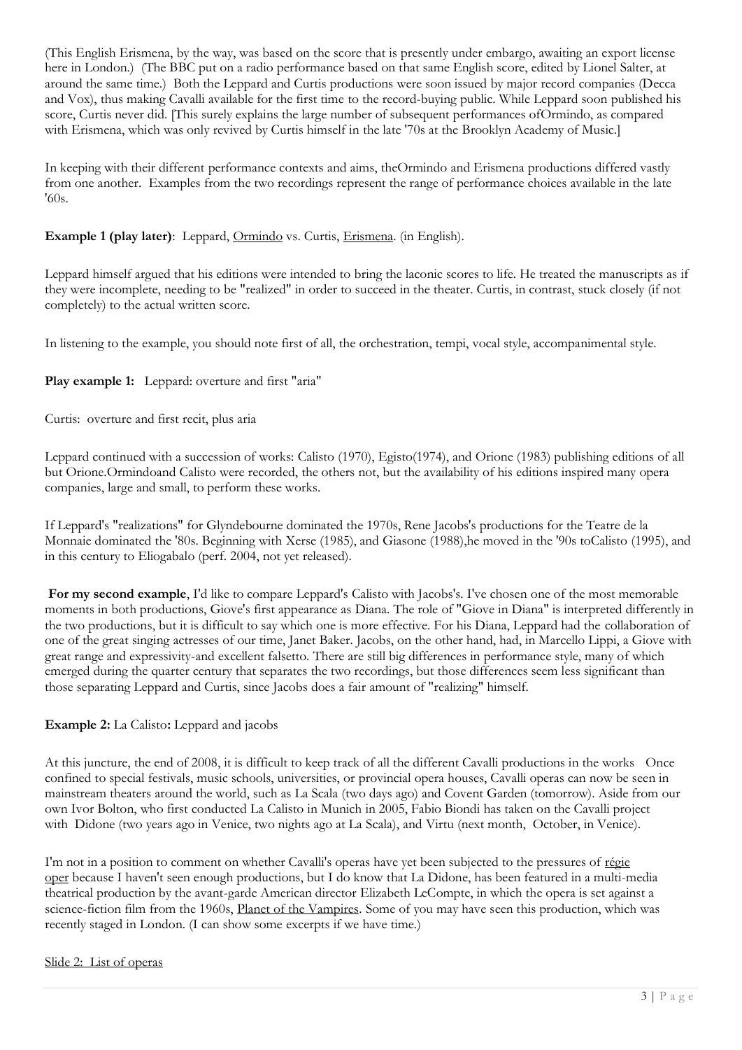(This English Erismena, by the way, was based on the score that is presently under embargo, awaiting an export license here in London.) (The BBC put on a radio performance based on that same English score, edited by Lionel Salter, at around the same time.) Both the Leppard and Curtis productions were soon issued by major record companies (Decca and Vox), thus making Cavalli available for the first time to the record-buying public. While Leppard soon published his score, Curtis never did. [This surely explains the large number of subsequent performances ofOrmindo, as compared with Erismena, which was only revived by Curtis himself in the late '70s at the Brooklyn Academy of Music.]

In keeping with their different performance contexts and aims, theOrmindo and Erismena productions differed vastly from one another. Examples from the two recordings represent the range of performance choices available in the late '60s.

**Example 1 (play later)**: Leppard, Ormindo vs. Curtis, Erismena. (in English).

Leppard himself argued that his editions were intended to bring the laconic scores to life. He treated the manuscripts as if they were incomplete, needing to be "realized" in order to succeed in the theater. Curtis, in contrast, stuck closely (if not completely) to the actual written score.

In listening to the example, you should note first of all, the orchestration, tempi, vocal style, accompanimental style.

**Play example 1:** Leppard: overture and first "aria"

Curtis: overture and first recit, plus aria

Leppard continued with a succession of works: Calisto (1970), Egisto(1974), and Orione (1983) publishing editions of all but Orione.Ormindoand Calisto were recorded, the others not, but the availability of his editions inspired many opera companies, large and small, to perform these works.

If Leppard's "realizations" for Glyndebourne dominated the 1970s, Rene Jacobs's productions for the Teatre de la Monnaie dominated the '80s. Beginning with Xerse (1985), and Giasone (1988),he moved in the '90s toCalisto (1995), and in this century to Eliogabalo (perf. 2004, not yet released).

**For my second example**, I'd like to compare Leppard's Calisto with Jacobs's. I've chosen one of the most memorable moments in both productions, Giove's first appearance as Diana. The role of "Giove in Diana" is interpreted differently in the two productions, but it is difficult to say which one is more effective. For his Diana, Leppard had the collaboration of one of the great singing actresses of our time, Janet Baker. Jacobs, on the other hand, had, in Marcello Lippi, a Giove with great range and expressivity-and excellent falsetto. There are still big differences in performance style, many of which emerged during the quarter century that separates the two recordings, but those differences seem less significant than those separating Leppard and Curtis, since Jacobs does a fair amount of "realizing" himself.

**Example 2:** La Calisto**:** Leppard and jacobs

At this juncture, the end of 2008, it is difficult to keep track of all the different Cavalli productions in the works Once confined to special festivals, music schools, universities, or provincial opera houses, Cavalli operas can now be seen in mainstream theaters around the world, such as La Scala (two days ago) and Covent Garden (tomorrow). Aside from our own Ivor Bolton, who first conducted La Calisto in Munich in 2005, Fabio Biondi has taken on the Cavalli project with Didone (two years ago in Venice, two nights ago at La Scala), and Virtu (next month, October, in Venice).

I'm not in a position to comment on whether Cavalli's operas have yet been subjected to the pressures of régie oper because I haven't seen enough productions, but I do know that La Didone, has been featured in a multi-media theatrical production by the avant-garde American director Elizabeth LeCompte, in which the opera is set against a science-fiction film from the 1960s, Planet of the Vampires. Some of you may have seen this production, which was recently staged in London. (I can show some excerpts if we have time.)

Slide 2: List of operas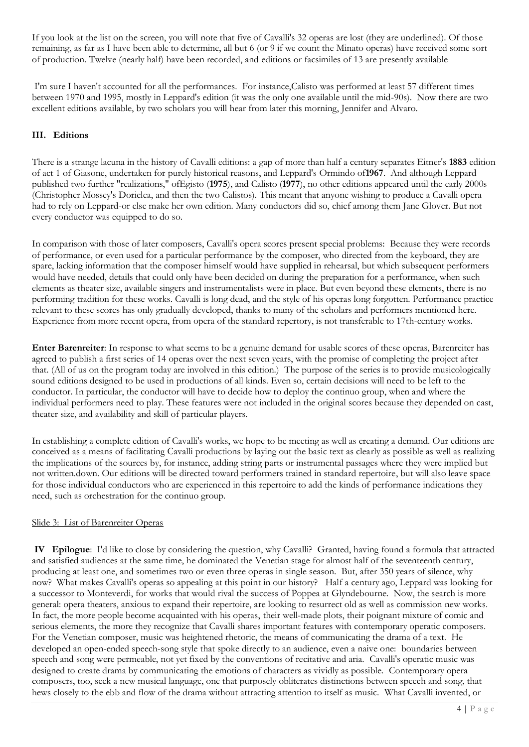If you look at the list on the screen, you will note that five of Cavalli's 32 operas are lost (they are underlined). Of those remaining, as far as I have been able to determine, all but 6 (or 9 if we count the Minato operas) have received some sort of production. Twelve (nearly half) have been recorded, and editions or facsimiles of 13 are presently available

I'm sure I haven't accounted for all the performances. For instance,Calisto was performed at least 57 different times between 1970 and 1995, mostly in Leppard's edition (it was the only one available until the mid-90s). Now there are two excellent editions available, by two scholars you will hear from later this morning, Jennifer and Alvaro.

### III. Editions

There is a strange lacuna in the history of Cavalli editions: a gap of more than half a century separates Eitner's **1883** edition of act 1 of Giasone, undertaken for purely historical reasons, and Leppard's Ormindo of**1967**. And although Leppard published two further "realizations," ofEgisto (**1975**), and Calisto (**1977**), no other editions appeared until the early 2000s (Christopher Mossey's Doriclea, and then the two Calistos). This meant that anyone wishing to produce a Cavalli opera had to rely on Leppard-or else make her own edition. Many conductors did so, chief among them Jane Glover. But not every conductor was equipped to do so.

In comparison with those of later composers, Cavalli's opera scores present special problems: Because they were records of performance, or even used for a particular performance by the composer, who directed from the keyboard, they are spare, lacking information that the composer himself would have supplied in rehearsal, but which subsequent performers would have needed, details that could only have been decided on during the preparation for a performance, when such elements as theater size, available singers and instrumentalists were in place. But even beyond these elements, there is no performing tradition for these works. Cavalli is long dead, and the style of his operas long forgotten. Performance practice relevant to these scores has only gradually developed, thanks to many of the scholars and performers mentioned here. Experience from more recent opera, from opera of the standard repertory, is not transferable to 17th-century works.

**Enter Barenreiter**: In response to what seems to be a genuine demand for usable scores of these operas, Barenreiter has agreed to publish a first series of 14 operas over the next seven years, with the promise of completing the project after that. (All of us on the program today are involved in this edition.) The purpose of the series is to provide musicologically sound editions designed to be used in productions of all kinds. Even so, certain decisions will need to be left to the conductor. In particular, the conductor will have to decide how to deploy the continuo group, when and where the individual performers need to play. These features were not included in the original scores because they depended on cast, theater size, and availability and skill of particular players.

In establishing a complete edition of Cavalli's works, we hope to be meeting as well as creating a demand. Our editions are conceived as a means of facilitating Cavalli productions by laying out the basic text as clearly as possible as well as realizing the implications of the sources by, for instance, adding string parts or instrumental passages where they were implied but not written.down. Our editions will be directed toward performers trained in standard repertoire, but will also leave space for those individual conductors who are experienced in this repertoire to add the kinds of performance indications they need, such as orchestration for the continuo group.

Slide 3: List of Barenreiter Operas

**IV Epilogue**: I'd like to close by considering the question, why Cavalli? Granted, having found a formula that attracted and satisfied audiences at the same time, he dominated the Venetian stage for almost half of the seventeenth century, producing at least one, and sometimes two or even three operas in single season. But, after 350 years of silence, why now? What makes Cavalli's operas so appealing at this point in our history? Half a century ago, Leppard was looking for a successor to Monteverdi, for works that would rival the success of Poppea at Glyndebourne. Now, the search is more general: opera theaters, anxious to expand their repertoire, are looking to resurrect old as well as commission new works. In fact, the more people become acquainted with his operas, their well-made plots, their poignant mixture of comic and serious elements, the more they recognize that Cavalli shares important features with contemporary operatic composers. For the Venetian composer, music was heightened rhetoric, the means of communicating the drama of a text. He developed an open-ended speech-song style that spoke directly to an audience, even a naive one: boundaries between speech and song were permeable, not yet fixed by the conventions of recitative and aria. Cavalli's operatic music was designed to create drama by communicating the emotions of characters as vividly as possible. Contemporary opera composers, too, seek a new musical language, one that purposely obliterates distinctions between speech and song, that hews closely to the ebb and flow of the drama without attracting attention to itself as music. What Cavalli invented, or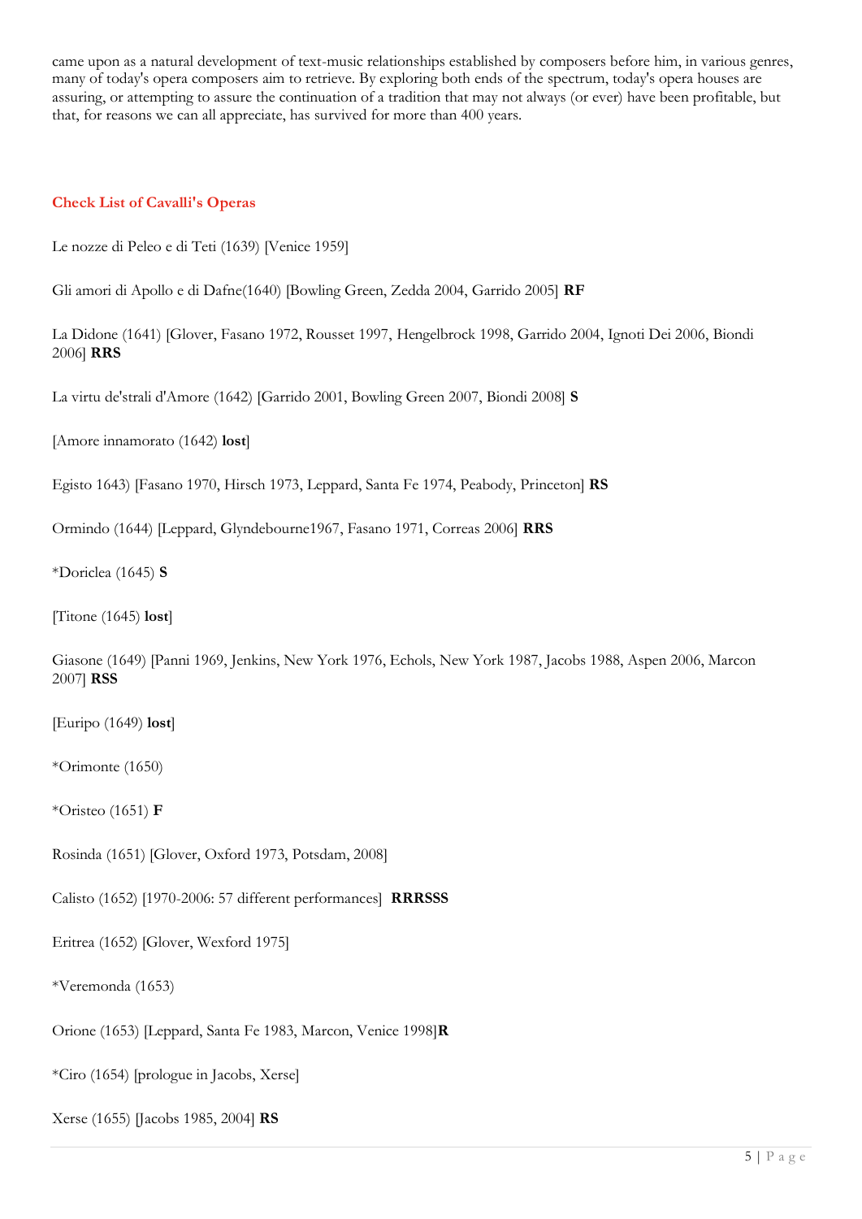came upon as a natural development of text-music relationships established by composers before him, in various genres, many of today's opera composers aim to retrieve. By exploring both ends of the spectrum, today's opera houses are assuring, or attempting to assure the continuation of a tradition that may not always (or ever) have been profitable, but that, for reasons we can all appreciate, has survived for more than 400 years.

## Check List of Cavalli's Operas

Le nozze di Peleo e di Teti (1639) [Venice 1959]

Gli amori di Apollo e di Dafne(1640) [Bowling Green, Zedda 2004, Garrido 2005] **RF**

La Didone (1641) [Glover, Fasano 1972, Rousset 1997, Hengelbrock 1998, Garrido 2004, Ignoti Dei 2006, Biondi 2006] **RRS**

La virtu de'strali d'Amore (1642) [Garrido 2001, Bowling Green 2007, Biondi 2008] **S**

[Amore innamorato (1642) **lost**]

Egisto 1643) [Fasano 1970, Hirsch 1973, Leppard, Santa Fe 1974, Peabody, Princeton] **RS**

Ormindo (1644) [Leppard, Glyndebourne1967, Fasano 1971, Correas 2006] **RRS**

*Doriclea (1645) **S**

[Titone (1645) **lost**]

Giasone (1649) [Panni 1969, Jenkins, New York 1976, Echols, New York 1987, Jacobs 1988, Aspen 2006, Marcon 2007] **RSS**

[Euripo (1649) **lost**]

*Orimonte (1650)

*Oristeo (1651) **F**

Rosinda (1651) [Glover, Oxford 1973, Potsdam, 2008]

Calisto (1652) [1970-2006: 57 different performances] **RRRSSS**

Eritrea (1652) [Glover, Wexford 1975]

*Veremonda (1653)

Orione (1653) [Leppard, Santa Fe 1983, Marcon, Venice 1998]**R**

*Ciro (1654) [prologue in Jacobs, Xerse]

Xerse (1655) [Jacobs 1985, 2004] **RS**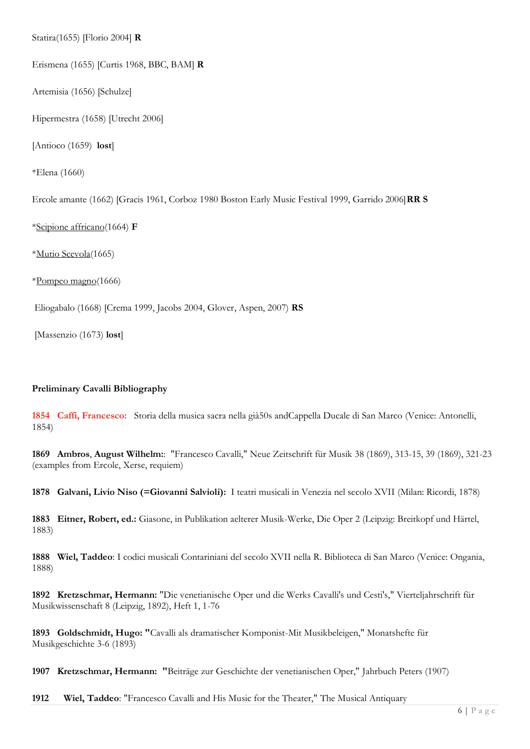Statira(1655) [Florio 2004] **R**

Erismena (1655) [Curtis 1968, BBC, BAM] **R**

Artemisia (1656) [Schulze]

Hipermestra (1658) [Utrecht 2006]

[Antioco (1659) **lost**]

*Elena (1660)

Ercole amante (1662) [Gracis 1961, Corboz 1980 Boston Early Music Festival 1999, Garrido 2006]**RR S**

*<u>Scipione affricano</u>(1664) **F**

*<u>Mutio Scevola</u>(1665)

*<u>Pompeo magno</u>(1666)

Eliogabalo (1668) [Crema 1999, Jacobs 2004, Glover, Aspen, 2007) **RS**

[Massenzio (1673) **lost**]

**Preliminary Cavalli Bibliography**

**1854 Caffi, Francesco:** Storia della musica sacra nella già50s andCappella Ducale di San Marco (Venice: Antonelli, 1854)

**1869 Ambros**, **August Wilhelm:**: "Francesco Cavalli," Neue Zeitschrift für Musik 38 (1869), 313-15, 39 (1869), 321-23 (examples from Ercole, Xerse, requiem)

**1878 Galvani, Livio Niso (=Giovanni Salvioli):** I teatri musicali in Venezia nel secolo XVII (Milan: Ricordi, 1878)

**1883 Eitner, Robert, ed.:** Giasone, in Publikation aelterer Musik-Werke, Die Oper 2 (Leipzig: Breitkopf und Härtel, 1883)

**1888 Wiel, Taddeo**: I codici musicali Contariniani del secolo XVII nella R. Biblioteca di San Marco (Venice: Ongania, 1888)

**1892 Kretzschmar, Hermann:** "Die venetianische Oper und die Werks Cavalli's und Cesti's," Vierteljahrschrift für Musikwissenschaft 8 (Leipzig, 1892), Heft 1, 1-76

**1893 Goldschmidt, Hugo: "**Cavalli als dramatischer Komponist-Mit Musikbeleigen," Monatshefte für Musikgeschichte 3-6 (1893)

**1907 Kretzschmar, Hermann: "**Beiträge zur Geschichte der venetianischen Oper," Jahrbuch Peters (1907)

**1912 Wiel, Taddeo**: "Francesco Cavalli and His Music for the Theater," The Musical Antiquary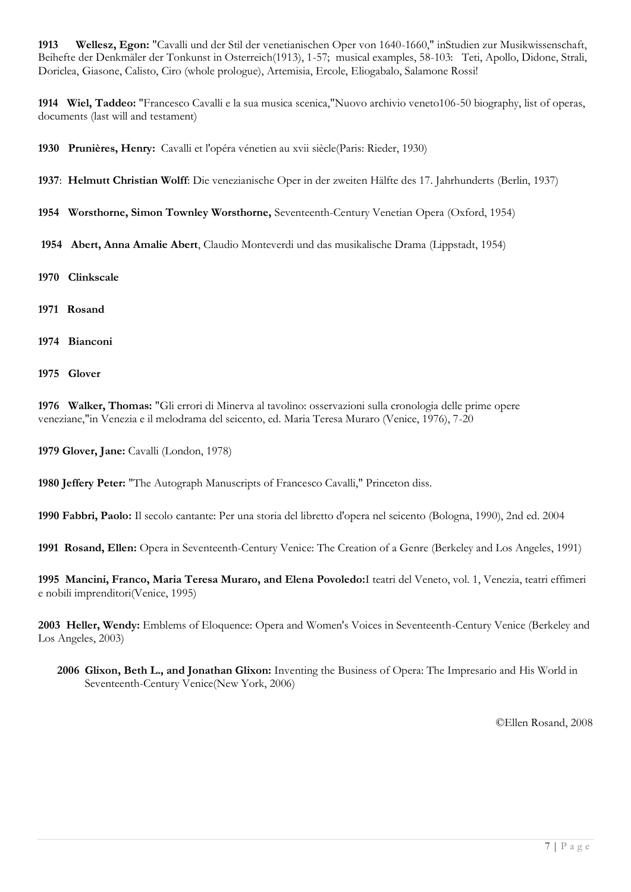**1913 Wellesz, Egon:** "Cavalli und der Stil der venetianischen Oper von 1640-1660," inStudien zur Musikwissenschaft, Beihefte der Denkmäler der Tonkunst in Osterreich(1913), 1-57; musical examples, 58-103: Teti, Apollo, Didone, Strali, Doriclea, Giasone, Calisto, Ciro (whole prologue), Artemisia, Ercole, Eliogabalo, Salamone Rossi!

**1914 Wiel, Taddeo:** "Francesco Cavalli e la sua musica scenica,"Nuovo archivio veneto106-50 biography, list of operas, documents (last will and testament)

**1930 Prunières, Henry:** Cavalli et l'opéra vénetien au xvii siècle(Paris: Rieder, 1930)

**1937**: **Helmutt Christian Wolff**: Die venezianische Oper in der zweiten Hälfte des 17. Jahrhunderts (Berlin, 1937)

**1954 Worsthorne, Simon Townley Worsthorne,** Seventeenth-Century Venetian Opera (Oxford, 1954)

**1954 Abert, Anna Amalie Abert**, Claudio Monteverdi und das musikalische Drama (Lippstadt, 1954)

**1970 Clinkscale**

**1971 Rosand**

**1974 Bianconi**

**1975 Glover**

**1976 Walker, Thomas:** "Gli errori di Minerva al tavolino: osservazioni sulla cronologia delle prime opere veneziane,"in Venezia e il melodrama del seicento, ed. Maria Teresa Muraro (Venice, 1976), 7-20

**1979 Glover, Jane:** Cavalli (London, 1978)

**1980 Jeffery Peter:** "The Autograph Manuscripts of Francesco Cavalli," Princeton diss.

**1990 Fabbri, Paolo:** Il secolo cantante: Per una storia del libretto d'opera nel seicento (Bologna, 1990), 2nd ed. 2004

**1991 Rosand, Ellen:** Opera in Seventeenth-Century Venice: The Creation of a Genre (Berkeley and Los Angeles, 1991)

**1995 Mancini, Franco, Maria Teresa Muraro, and Elena Povoledo:**I teatri del Veneto, vol. 1, Venezia, teatri effimeri e nobili imprenditori(Venice, 1995)

**2003 Heller, Wendy:** Emblems of Eloquence: Opera and Women's Voices in Seventeenth-Century Venice (Berkeley and Los Angeles, 2003)

**2006 Glixon, Beth L., and Jonathan Glixon:** Inventing the Business of Opera: The Impresario and His World in Seventeenth-Century Venice(New York, 2006)

©Ellen Rosand, 2008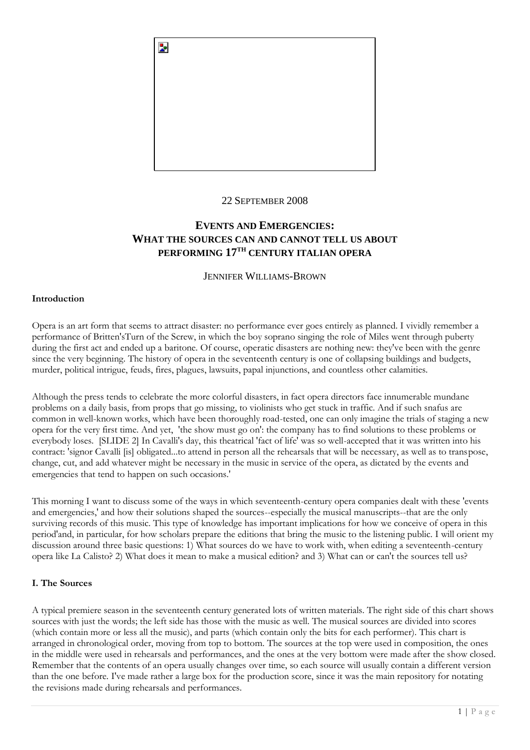22 SEPTEMBER 2008

# EVENTS AND EMERGENCIES: WHAT THE SOURCES CAN AND CANNOT TELL US ABOUT PERFORMING 17TH CENTURY ITALIAN OPERA

JENNIFER WILLIAMS-BROWN

**Introduction**

Opera is an art form that seems to attract disaster: no performance ever goes entirely as planned. I vividly remember a performance of Britten'sTurn of the Screw, in which the boy soprano singing the role of Miles went through puberty during the first act and ended up a baritone. Of course, operatic disasters are nothing new: they've been with the genre since the very beginning. The history of opera in the seventeenth century is one of collapsing buildings and budgets, murder, political intrigue, feuds, fires, plagues, lawsuits, papal injunctions, and countless other calamities.

Although the press tends to celebrate the more colorful disasters, in fact opera directors face innumerable mundane problems on a daily basis, from props that go missing, to violinists who get stuck in traffic. And if such snafus are common in well-known works, which have been thoroughly road-tested, one can only imagine the trials of staging a new opera for the very first time. And yet, 'the show must go on': the company has to find solutions to these problems or everybody loses. [SLIDE 2] In Cavalli's day, this theatrical 'fact of life' was so well-accepted that it was written into his contract: 'signor Cavalli [is] obligated...to attend in person all the rehearsals that will be necessary, as well as to transpose, change, cut, and add whatever might be necessary in the music in service of the opera, as dictated by the events and emergencies that tend to happen on such occasions.'

This morning I want to discuss some of the ways in which seventeenth-century opera companies dealt with these 'events and emergencies,' and how their solutions shaped the sources--especially the musical manuscripts--that are the only surviving records of this music. This type of knowledge has important implications for how we conceive of opera in this period'and, in particular, for how scholars prepare the editions that bring the music to the listening public. I will orient my discussion around three basic questions: 1) What sources do we have to work with, when editing a seventeenth-century opera like La Calisto? 2) What does it mean to make a musical edition? and 3) What can or can't the sources tell us?

**I. The Sources**

A typical premiere season in the seventeenth century generated lots of written materials. The right side of this chart shows sources with just the words; the left side has those with the music as well. The musical sources are divided into scores (which contain more or less all the music), and parts (which contain only the bits for each performer). This chart is arranged in chronological order, moving from top to bottom. The sources at the top were used in composition, the ones in the middle were used in rehearsals and performances, and the ones at the very bottom were made after the show closed. Remember that the contents of an opera usually changes over time, so each source will usually contain a different version than the one before. I've made rather a large box for the production score, since it was the main repository for notating the revisions made during rehearsals and performances.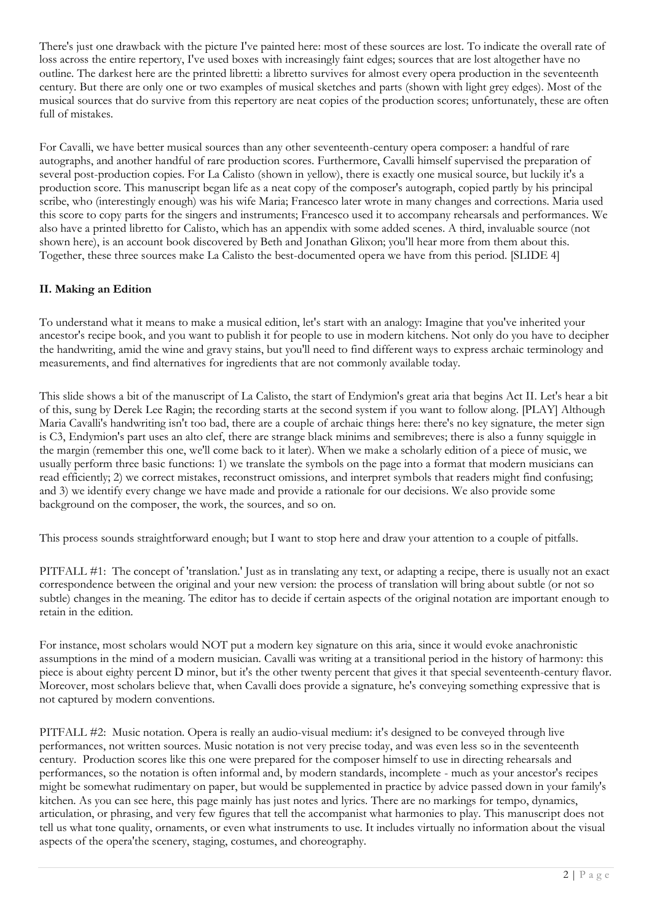There's just one drawback with the picture I've painted here: most of these sources are lost. To indicate the overall rate of loss across the entire repertory, I've used boxes with increasingly faint edges; sources that are lost altogether have no outline. The darkest here are the printed libretti: a libretto survives for almost every opera production in the seventeenth century. But there are only one or two examples of musical sketches and parts (shown with light grey edges). Most of the musical sources that do survive from this repertory are neat copies of the production scores; unfortunately, these are often full of mistakes.

For Cavalli, we have better musical sources than any other seventeenth-century opera composer: a handful of rare autographs, and another handful of rare production scores. Furthermore, Cavalli himself supervised the preparation of several post-production copies. For La Calisto (shown in yellow), there is exactly one musical source, but luckily it's a production score. This manuscript began life as a neat copy of the composer's autograph, copied partly by his principal scribe, who (interestingly enough) was his wife Maria; Francesco later wrote in many changes and corrections. Maria used this score to copy parts for the singers and instruments; Francesco used it to accompany rehearsals and performances. We also have a printed libretto for Calisto, which has an appendix with some added scenes. A third, invaluable source (not shown here), is an account book discovered by Beth and Jonathan Glixon; you'll hear more from them about this. Together, these three sources make La Calisto the best-documented opera we have from this period. [SLIDE 4]

### II. Making an Edition

To understand what it means to make a musical edition, let's start with an analogy: Imagine that you've inherited your ancestor's recipe book, and you want to publish it for people to use in modern kitchens. Not only do you have to decipher the handwriting, amid the wine and gravy stains, but you'll need to find different ways to express archaic terminology and measurements, and find alternatives for ingredients that are not commonly available today.

This slide shows a bit of the manuscript of La Calisto, the start of Endymion's great aria that begins Act II. Let's hear a bit of this, sung by Derek Lee Ragin; the recording starts at the second system if you want to follow along. [PLAY] Although Maria Cavalli's handwriting isn't too bad, there are a couple of archaic things here: there's no key signature, the meter sign is C3, Endymion's part uses an alto clef, there are strange black minims and semibreves; there is also a funny squiggle in the margin (remember this one, we'll come back to it later). When we make a scholarly edition of a piece of music, we usually perform three basic functions: 1) we translate the symbols on the page into a format that modern musicians can read efficiently; 2) we correct mistakes, reconstruct omissions, and interpret symbols that readers might find confusing; and 3) we identify every change we have made and provide a rationale for our decisions. We also provide some background on the composer, the work, the sources, and so on.

This process sounds straightforward enough; but I want to stop here and draw your attention to a couple of pitfalls.

PITFALL #1: The concept of 'translation.' Just as in translating any text, or adapting a recipe, there is usually not an exact correspondence between the original and your new version: the process of translation will bring about subtle (or not so subtle) changes in the meaning. The editor has to decide if certain aspects of the original notation are important enough to retain in the edition.

For instance, most scholars would NOT put a modern key signature on this aria, since it would evoke anachronistic assumptions in the mind of a modern musician. Cavalli was writing at a transitional period in the history of harmony: this piece is about eighty percent D minor, but it's the other twenty percent that gives it that special seventeenth-century flavor. Moreover, most scholars believe that, when Cavalli does provide a signature, he's conveying something expressive that is not captured by modern conventions.

PITFALL #2: Music notation. Opera is really an audio-visual medium: it's designed to be conveyed through live performances, not written sources. Music notation is not very precise today, and was even less so in the seventeenth century. Production scores like this one were prepared for the composer himself to use in directing rehearsals and performances, so the notation is often informal and, by modern standards, incomplete - much as your ancestor's recipes might be somewhat rudimentary on paper, but would be supplemented in practice by advice passed down in your family's kitchen. As you can see here, this page mainly has just notes and lyrics. There are no markings for tempo, dynamics, articulation, or phrasing, and very few figures that tell the accompanist what harmonies to play. This manuscript does not tell us what tone quality, ornaments, or even what instruments to use. It includes virtually no information about the visual aspects of the opera'the scenery, staging, costumes, and choreography.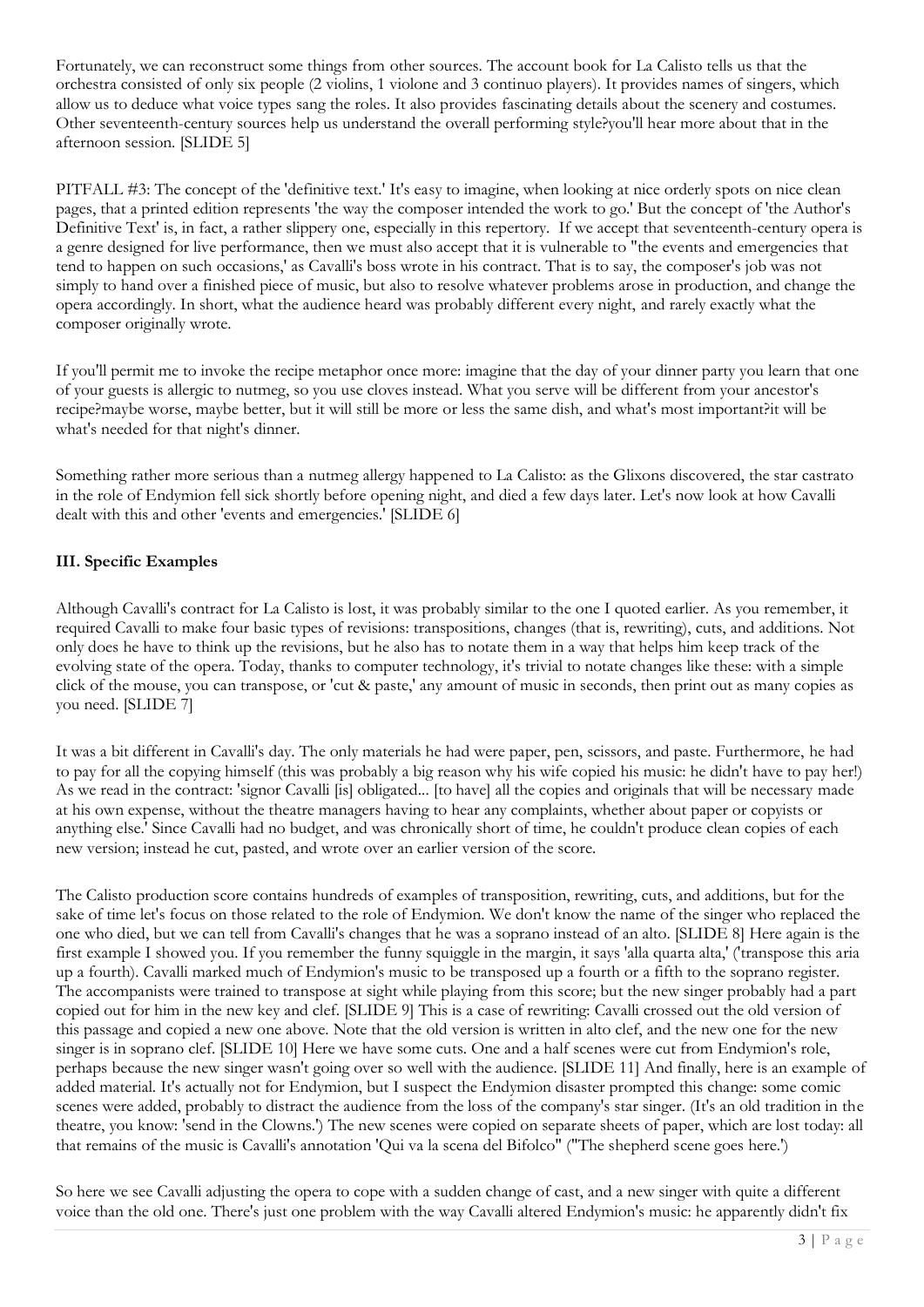Fortunately, we can reconstruct some things from other sources. The account book for La Calisto tells us that the orchestra consisted of only six people (2 violins, 1 violone and 3 continuo players). It provides names of singers, which allow us to deduce what voice types sang the roles. It also provides fascinating details about the scenery and costumes. Other seventeenth-century sources help us understand the overall performing style?you'll hear more about that in the afternoon session. [SLIDE 5]

PITFALL #3: The concept of the 'definitive text.' It's easy to imagine, when looking at nice orderly spots on nice clean pages, that a printed edition represents 'the way the composer intended the work to go.' But the concept of 'the Author's Definitive Text' is, in fact, a rather slippery one, especially in this repertory. If we accept that seventeenth-century opera is a genre designed for live performance, then we must also accept that it is vulnerable to "the events and emergencies that tend to happen on such occasions,' as Cavalli's boss wrote in his contract. That is to say, the composer's job was not simply to hand over a finished piece of music, but also to resolve whatever problems arose in production, and change the opera accordingly. In short, what the audience heard was probably different every night, and rarely exactly what the composer originally wrote.

If you'll permit me to invoke the recipe metaphor once more: imagine that the day of your dinner party you learn that one of your guests is allergic to nutmeg, so you use cloves instead. What you serve will be different from your ancestor's recipe?maybe worse, maybe better, but it will still be more or less the same dish, and what's most important?it will be what's needed for that night's dinner.

Something rather more serious than a nutmeg allergy happened to La Calisto: as the Glixons discovered, the star castrato in the role of Endymion fell sick shortly before opening night, and died a few days later. Let's now look at how Cavalli dealt with this and other 'events and emergencies.' [SLIDE 6]

### III. Specific Examples

Although Cavalli's contract for La Calisto is lost, it was probably similar to the one I quoted earlier. As you remember, it required Cavalli to make four basic types of revisions: transpositions, changes (that is, rewriting), cuts, and additions. Not only does he have to think up the revisions, but he also has to notate them in a way that helps him keep track of the evolving state of the opera. Today, thanks to computer technology, it's trivial to notate changes like these: with a simple click of the mouse, you can transpose, or 'cut & paste,' any amount of music in seconds, then print out as many copies as you need. [SLIDE 7]

It was a bit different in Cavalli's day. The only materials he had were paper, pen, scissors, and paste. Furthermore, he had to pay for all the copying himself (this was probably a big reason why his wife copied his music: he didn't have to pay her!) As we read in the contract: 'signor Cavalli [is] obligated... [to have] all the copies and originals that will be necessary made at his own expense, without the theatre managers having to hear any complaints, whether about paper or copyists or anything else.' Since Cavalli had no budget, and was chronically short of time, he couldn't produce clean copies of each new version; instead he cut, pasted, and wrote over an earlier version of the score.

The Calisto production score contains hundreds of examples of transposition, rewriting, cuts, and additions, but for the sake of time let's focus on those related to the role of Endymion. We don't know the name of the singer who replaced the one who died, but we can tell from Cavalli's changes that he was a soprano instead of an alto. [SLIDE 8] Here again is the first example I showed you. If you remember the funny squiggle in the margin, it says 'alla quarta alta,' ('transpose this aria up a fourth). Cavalli marked much of Endymion's music to be transposed up a fourth or a fifth to the soprano register. The accompanists were trained to transpose at sight while playing from this score; but the new singer probably had a part copied out for him in the new key and clef. [SLIDE 9] This is a case of rewriting: Cavalli crossed out the old version of this passage and copied a new one above. Note that the old version is written in alto clef, and the new one for the new singer is in soprano clef. [SLIDE 10] Here we have some cuts. One and a half scenes were cut from Endymion's role, perhaps because the new singer wasn't going over so well with the audience. [SLIDE 11] And finally, here is an example of added material. It's actually not for Endymion, but I suspect the Endymion disaster prompted this change: some comic scenes were added, probably to distract the audience from the loss of the company's star singer. (It's an old tradition in the theatre, you know: 'send in the Clowns.') The new scenes were copied on separate sheets of paper, which are lost today: all that remains of the music is Cavalli's annotation 'Qui va la scena del Bifolco" ("The shepherd scene goes here.')

So here we see Cavalli adjusting the opera to cope with a sudden change of cast, and a new singer with quite a different voice than the old one. There's just one problem with the way Cavalli altered Endymion's music: he apparently didn't fix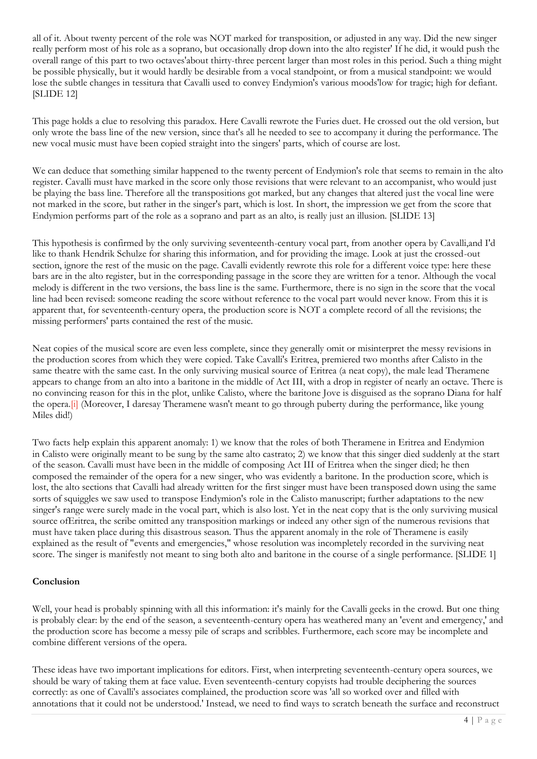all of it. About twenty percent of the role was NOT marked for transposition, or adjusted in any way. Did the new singer really perform most of his role as a soprano, but occasionally drop down into the alto register' If he did, it would push the overall range of this part to two octaves'about thirty-three percent larger than most roles in this period. Such a thing might be possible physically, but it would hardly be desirable from a vocal standpoint, or from a musical standpoint: we would lose the subtle changes in tessitura that Cavalli used to convey Endymion's various moods'low for tragic; high for defiant. [SLIDE 12]

This page holds a clue to resolving this paradox. Here Cavalli rewrote the Furies duet. He crossed out the old version, but only wrote the bass line of the new version, since that's all he needed to see to accompany it during the performance. The new vocal music must have been copied straight into the singers' parts, which of course are lost.

We can deduce that something similar happened to the twenty percent of Endymion's role that seems to remain in the alto register. Cavalli must have marked in the score only those revisions that were relevant to an accompanist, who would just be playing the bass line. Therefore all the transpositions got marked, but any changes that altered just the vocal line were not marked in the score, but rather in the singer's part, which is lost. In short, the impression we get from the score that Endymion performs part of the role as a soprano and part as an alto, is really just an illusion. [SLIDE 13]

This hypothesis is confirmed by the only surviving seventeenth-century vocal part, from another opera by Cavalli,and I'd like to thank Hendrik Schulze for sharing this information, and for providing the image. Look at just the crossed-out section, ignore the rest of the music on the page. Cavalli evidently rewrote this role for a different voice type: here these bars are in the alto register, but in the corresponding passage in the score they are written for a tenor. Although the vocal melody is different in the two versions, the bass line is the same. Furthermore, there is no sign in the score that the vocal line had been revised: someone reading the score without reference to the vocal part would never know. From this it is apparent that, for seventeenth-century opera, the production score is NOT a complete record of all the revisions; the missing performers' parts contained the rest of the music.

Neat copies of the musical score are even less complete, since they generally omit or misinterpret the messy revisions in the production scores from which they were copied. Take Cavalli's Eritrea, premiered two months after Calisto in the same theatre with the same cast. In the only surviving musical source of Eritrea (a neat copy), the male lead Theramene appears to change from an alto into a baritone in the middle of Act III, with a drop in register of nearly an octave. There is no convincing reason for this in the plot, unlike Calisto, where the baritone Jove is disguised as the soprano Diana for half the opera.[i] (Moreover, I daresay Theramene wasn't meant to go through puberty during the performance, like young Miles did!)

Two facts help explain this apparent anomaly: 1) we know that the roles of both Theramene in Eritrea and Endymion in Calisto were originally meant to be sung by the same alto castrato; 2) we know that this singer died suddenly at the start of the season. Cavalli must have been in the middle of composing Act III of Eritrea when the singer died; he then composed the remainder of the opera for a new singer, who was evidently a baritone. In the production score, which is lost, the alto sections that Cavalli had already written for the first singer must have been transposed down using the same sorts of squiggles we saw used to transpose Endymion's role in the Calisto manuscript; further adaptations to the new singer's range were surely made in the vocal part, which is also lost. Yet in the neat copy that is the only surviving musical source ofEritrea, the scribe omitted any transposition markings or indeed any other sign of the numerous revisions that must have taken place during this disastrous season. Thus the apparent anomaly in the role of Theramene is easily explained as the result of "events and emergencies," whose resolution was incompletely recorded in the surviving neat score. The singer is manifestly not meant to sing both alto and baritone in the course of a single performance. [SLIDE 1]

**Conclusion**

Well, your head is probably spinning with all this information: it's mainly for the Cavalli geeks in the crowd. But one thing is probably clear: by the end of the season, a seventeenth-century opera has weathered many an 'event and emergency,' and the production score has become a messy pile of scraps and scribbles. Furthermore, each score may be incomplete and combine different versions of the opera.

These ideas have two important implications for editors. First, when interpreting seventeenth-century opera sources, we should be wary of taking them at face value. Even seventeenth-century copyists had trouble deciphering the sources correctly: as one of Cavalli's associates complained, the production score was 'all so worked over and filled with annotations that it could not be understood.' Instead, we need to find ways to scratch beneath the surface and reconstruct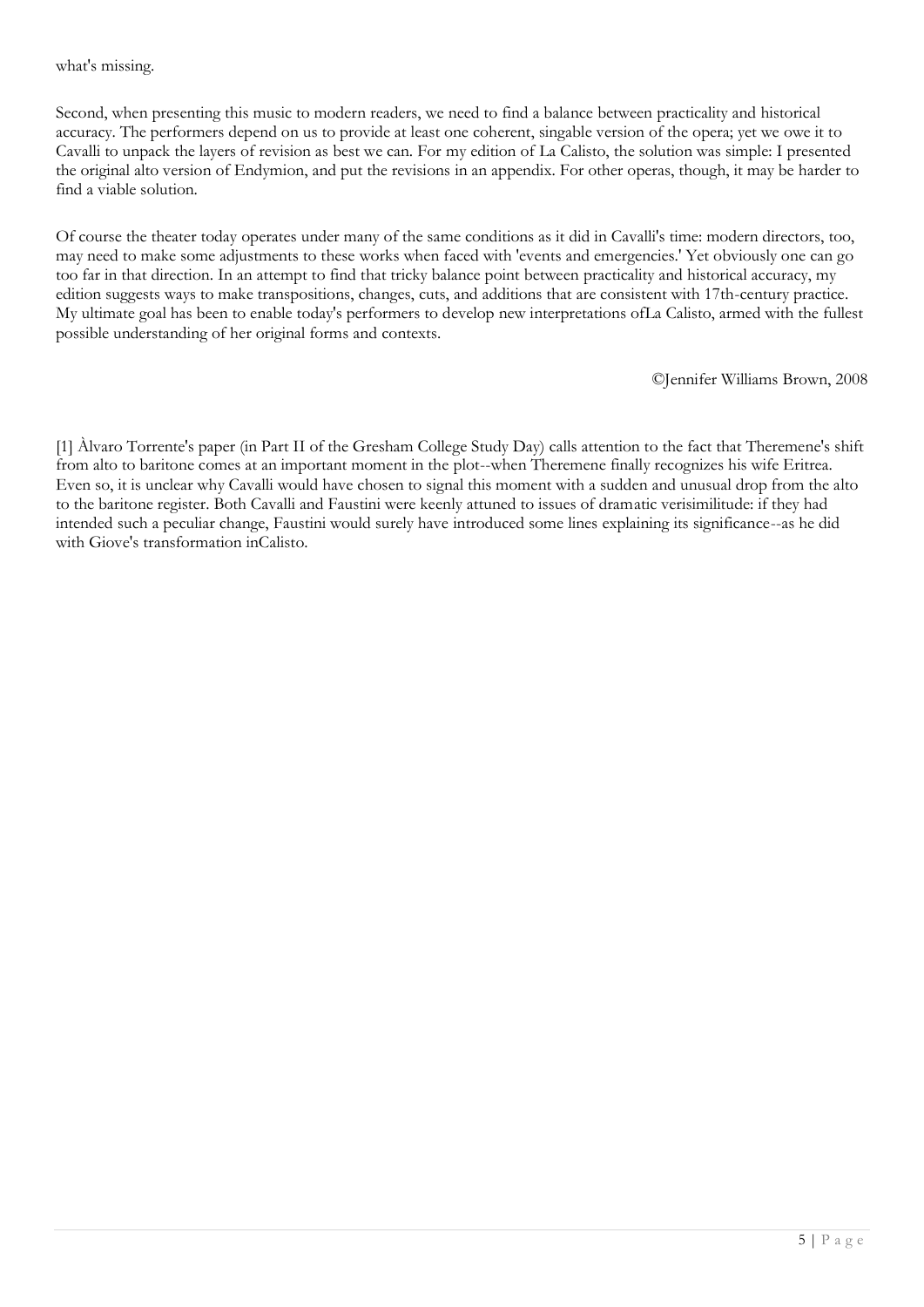what's missing.

Second, when presenting this music to modern readers, we need to find a balance between practicality and historical accuracy. The performers depend on us to provide at least one coherent, singable version of the opera; yet we owe it to Cavalli to unpack the layers of revision as best we can. For my edition of La Calisto, the solution was simple: I presented the original alto version of Endymion, and put the revisions in an appendix. For other operas, though, it may be harder to find a viable solution.

Of course the theater today operates under many of the same conditions as it did in Cavalli's time: modern directors, too, may need to make some adjustments to these works when faced with 'events and emergencies.' Yet obviously one can go too far in that direction. In an attempt to find that tricky balance point between practicality and historical accuracy, my edition suggests ways to make transpositions, changes, cuts, and additions that are consistent with 17th-century practice. My ultimate goal has been to enable today's performers to develop new interpretations ofLa Calisto, armed with the fullest possible understanding of her original forms and contexts.

©Jennifer Williams Brown, 2008

[1] Àlvaro Torrente's paper (in Part II of the Gresham College Study Day) calls attention to the fact that Theremene's shift from alto to baritone comes at an important moment in the plot--when Theremene finally recognizes his wife Eritrea. Even so, it is unclear why Cavalli would have chosen to signal this moment with a sudden and unusual drop from the alto to the baritone register. Both Cavalli and Faustini were keenly attuned to issues of dramatic verisimilitude: if they had intended such a peculiar change, Faustini would surely have introduced some lines explaining its significance--as he did with Giove's transformation inCalisto.